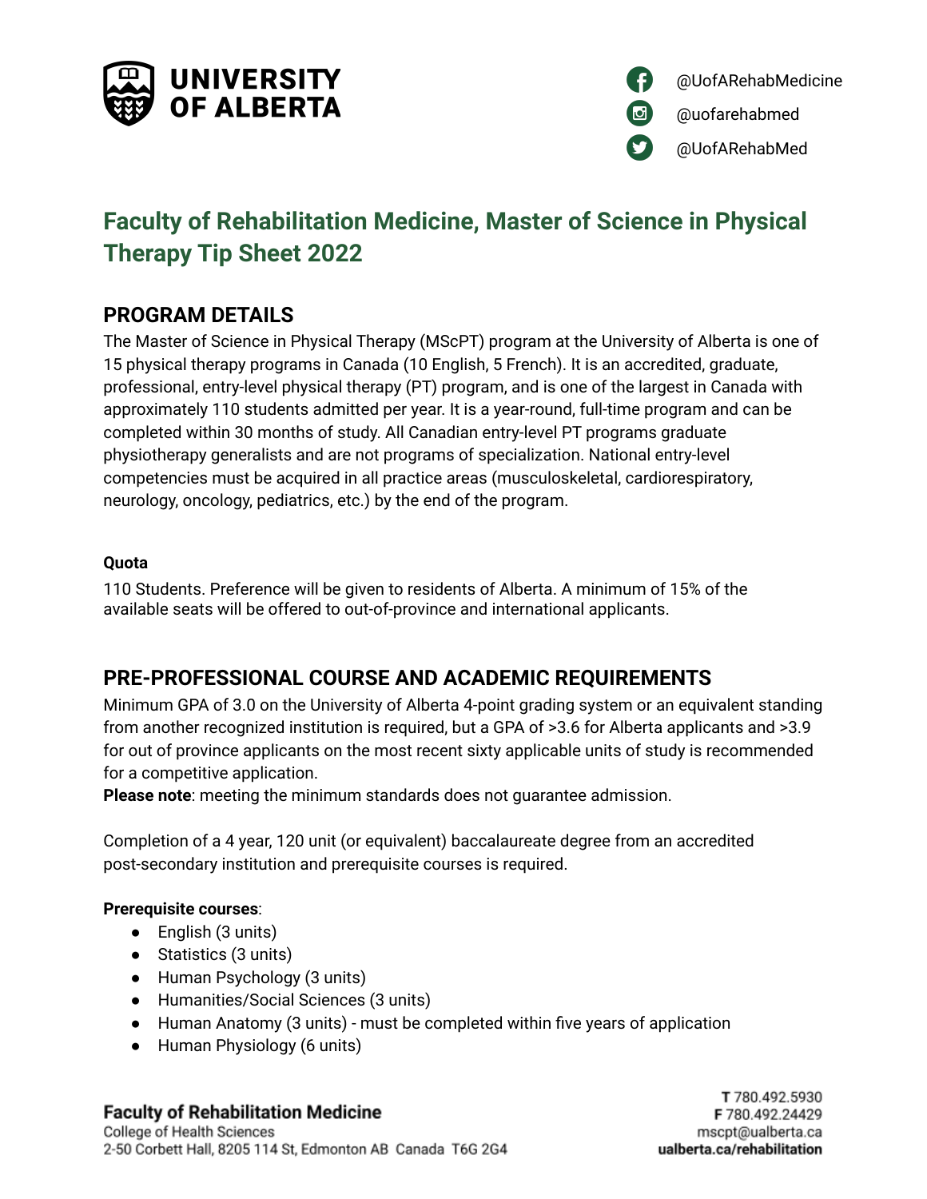UNIVERSITY OF ALBERTA

@UofARehabMedicine
@uofarehabmed
@UofARehabMed

# Faculty of Rehabilitation Medicine, Master of Science in Physical Therapy Tip Sheet 2022

## PROGRAM DETAILS

The Master of Science in Physical Therapy (MScPT) program at the University of Alberta is one of 15 physical therapy programs in Canada (10 English, 5 French). It is an accredited, graduate, professional, entry-level physical therapy (PT) program, and is one of the largest in Canada with approximately 110 students admitted per year. It is a year-round, full-time program and can be completed within 30 months of study. All Canadian entry-level PT programs graduate physiotherapy generalists and are not programs of specialization. National entry-level competencies must be acquired in all practice areas (musculoskeletal, cardiorespiratory, neurology, oncology, pediatrics, etc.) by the end of the program.

**Quota**

110 Students. Preference will be given to residents of Alberta. A minimum of 15% of the available seats will be offered to out-of-province and international applicants.

## PRE-PROFESSIONAL COURSE AND ACADEMIC REQUIREMENTS

Minimum GPA of 3.0 on the University of Alberta 4-point grading system or an equivalent standing from another recognized institution is required, but a GPA of >3.6 for Alberta applicants and >3.9 for out of province applicants on the most recent sixty applicable units of study is recommended for a competitive application.

**Please note**: meeting the minimum standards does not guarantee admission.

Completion of a 4 year, 120 unit (or equivalent) baccalaureate degree from an accredited post-secondary institution and prerequisite courses is required.

**Prerequisite courses**:

- English (3 units)
- Statistics (3 units)
- Human Psychology (3 units)
- Humanities/Social Sciences (3 units)
- Human Anatomy (3 units) - must be completed within five years of application
- Human Physiology (6 units)

**Faculty of Rehabilitation Medicine**
College of Health Sciences
2-50 Corbett Hall, 8205 114 St, Edmonton AB Canada T6G 2G4

**T** 780.492.5930
**F** 780.492.24429
mscpt@ualberta.ca
**ualberta.ca/rehabilitation**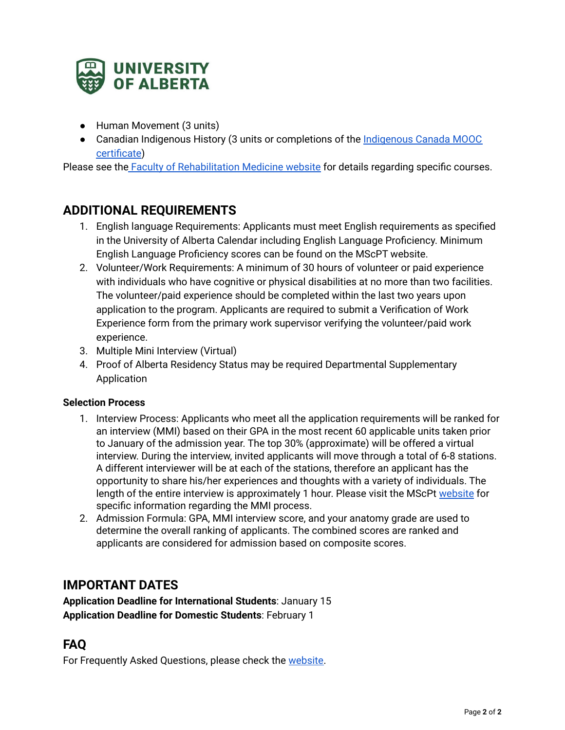- Human Movement (3 units)
- Canadian Indigenous History (3 units or completions of the [Indigenous Canada MOOC certificate](#))

Please see the [Faculty of Rehabilitation Medicine website](#) for details regarding specific courses.

## ADDITIONAL REQUIREMENTS

1. English language Requirements: Applicants must meet English requirements as specified in the University of Alberta Calendar including English Language Proficiency. Minimum English Language Proficiency scores can be found on the MScPT website.
2. Volunteer/Work Requirements: A minimum of 30 hours of volunteer or paid experience with individuals who have cognitive or physical disabilities at no more than two facilities. The volunteer/paid experience should be completed within the last two years upon application to the program. Applicants are required to submit a Verification of Work Experience form from the primary work supervisor verifying the volunteer/paid work experience.
3. Multiple Mini Interview (Virtual)
4. Proof of Alberta Residency Status may be required Departmental Supplementary Application

### Selection Process

1. Interview Process: Applicants who meet all the application requirements will be ranked for an interview (MMI) based on their GPA in the most recent 60 applicable units taken prior to January of the admission year. The top 30% (approximate) will be offered a virtual interview. During the interview, invited applicants will move through a total of 6-8 stations. A different interviewer will be at each of the stations, therefore an applicant has the opportunity to share his/her experiences and thoughts with a variety of individuals. The length of the entire interview is approximately 1 hour. Please visit the MScPt [website](#) for specific information regarding the MMI process.
2. Admission Formula: GPA, MMI interview score, and your anatomy grade are used to determine the overall ranking of applicants. The combined scores are ranked and applicants are considered for admission based on composite scores.

## IMPORTANT DATES

**Application Deadline for International Students**: January 15
**Application Deadline for Domestic Students**: February 1

## FAQ

For Frequently Asked Questions, please check the [website](#).